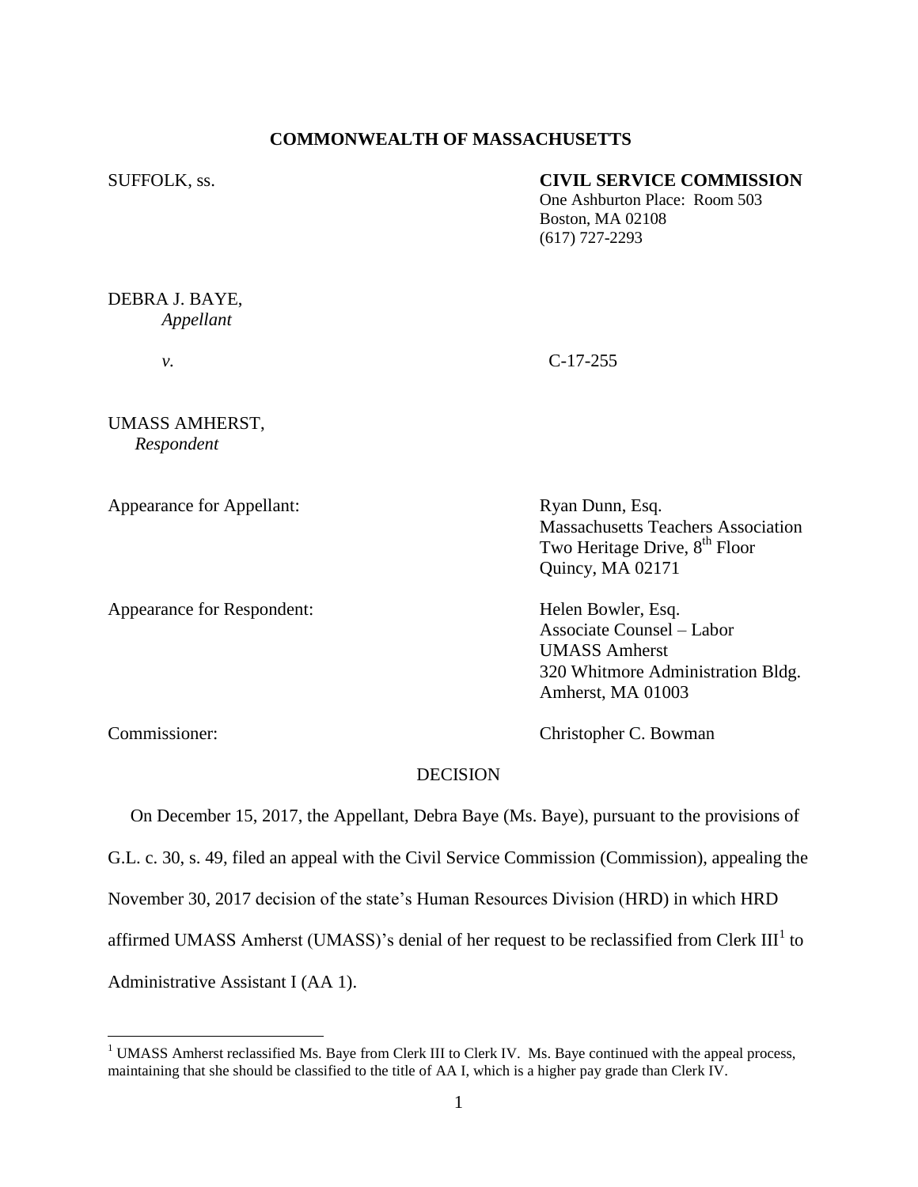**COMMONWEALTH OF MASSACHUSETTS**

SUFFOLK, ss.

**CIVIL SERVICE COMMISSION**
One Ashburton Place: Room 503
Boston, MA 02108
(617) 727-2293

DEBRA J. BAYE,
*Appellant*

*v.* C-17-255

UMASS AMHERST,
*Respondent*

Appearance for Appellant: Ryan Dunn, Esq.
Massachusetts Teachers Association
Two Heritage Drive, 8th Floor
Quincy, MA 02171

Appearance for Respondent: Helen Bowler, Esq.
Associate Counsel – Labor
UMASS Amherst
320 Whitmore Administration Bldg.
Amherst, MA 01003

Commissioner: Christopher C. Bowman

DECISION

On December 15, 2017, the Appellant, Debra Baye (Ms. Baye), pursuant to the provisions of G.L. c. 30, s. 49, filed an appeal with the Civil Service Commission (Commission), appealing the November 30, 2017 decision of the state's Human Resources Division (HRD) in which HRD affirmed UMASS Amherst (UMASS)'s denial of her request to be reclassified from Clerk III[1] to Administrative Assistant I (AA 1).

[1] UMASS Amherst reclassified Ms. Baye from Clerk III to Clerk IV. Ms. Baye continued with the appeal process, maintaining that she should be classified to the title of AA I, which is a higher pay grade than Clerk IV.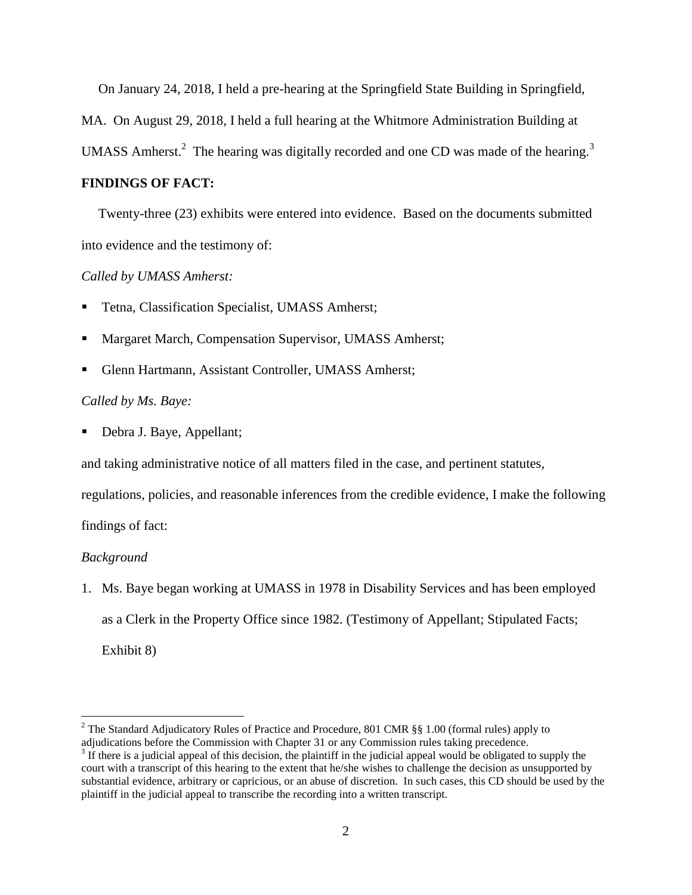On January 24, 2018, I held a pre-hearing at the Springfield State Building in Springfield, MA. On August 29, 2018, I held a full hearing at the Whitmore Administration Building at UMASS Amherst.[2] The hearing was digitally recorded and one CD was made of the hearing.[3]

**FINDINGS OF FACT:**

Twenty-three (23) exhibits were entered into evidence. Based on the documents submitted into evidence and the testimony of:

*Called by UMASS Amherst:*

- Tetna, Classification Specialist, UMASS Amherst;
- Margaret March, Compensation Supervisor, UMASS Amherst;
- Glenn Hartmann, Assistant Controller, UMASS Amherst;

*Called by Ms. Baye:*

- Debra J. Baye, Appellant;

and taking administrative notice of all matters filed in the case, and pertinent statutes, regulations, policies, and reasonable inferences from the credible evidence, I make the following findings of fact:

*Background*

1. Ms. Baye began working at UMASS in 1978 in Disability Services and has been employed as a Clerk in the Property Office since 1982. (Testimony of Appellant; Stipulated Facts; Exhibit 8)

---

[2] The Standard Adjudicatory Rules of Practice and Procedure, 801 CMR §§ 1.00 (formal rules) apply to adjudications before the Commission with Chapter 31 or any Commission rules taking precedence.

[3] If there is a judicial appeal of this decision, the plaintiff in the judicial appeal would be obligated to supply the court with a transcript of this hearing to the extent that he/she wishes to challenge the decision as unsupported by substantial evidence, arbitrary or capricious, or an abuse of discretion. In such cases, this CD should be used by the plaintiff in the judicial appeal to transcribe the recording into a written transcript.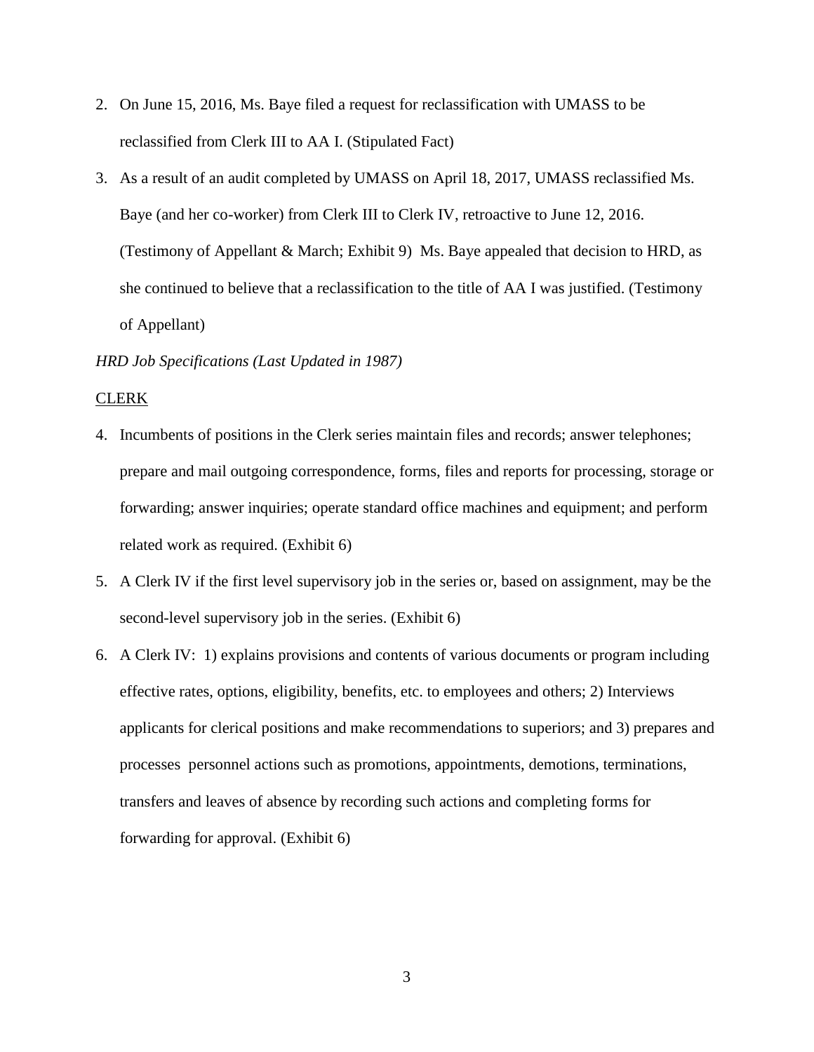2. On June 15, 2016, Ms. Baye filed a request for reclassification with UMASS to be reclassified from Clerk III to AA I. (Stipulated Fact)

3. As a result of an audit completed by UMASS on April 18, 2017, UMASS reclassified Ms. Baye (and her co-worker) from Clerk III to Clerk IV, retroactive to June 12, 2016. (Testimony of Appellant & March; Exhibit 9) Ms. Baye appealed that decision to HRD, as she continued to believe that a reclassification to the title of AA I was justified. (Testimony of Appellant)

*HRD Job Specifications (Last Updated in 1987)*

<u>CLERK</u>

4. Incumbents of positions in the Clerk series maintain files and records; answer telephones; prepare and mail outgoing correspondence, forms, files and reports for processing, storage or forwarding; answer inquiries; operate standard office machines and equipment; and perform related work as required. (Exhibit 6)

5. A Clerk IV if the first level supervisory job in the series or, based on assignment, may be the second-level supervisory job in the series. (Exhibit 6)

6. A Clerk IV: 1) explains provisions and contents of various documents or program including effective rates, options, eligibility, benefits, etc. to employees and others; 2) Interviews applicants for clerical positions and make recommendations to superiors; and 3) prepares and processes personnel actions such as promotions, appointments, demotions, terminations, transfers and leaves of absence by recording such actions and completing forms for forwarding for approval. (Exhibit 6)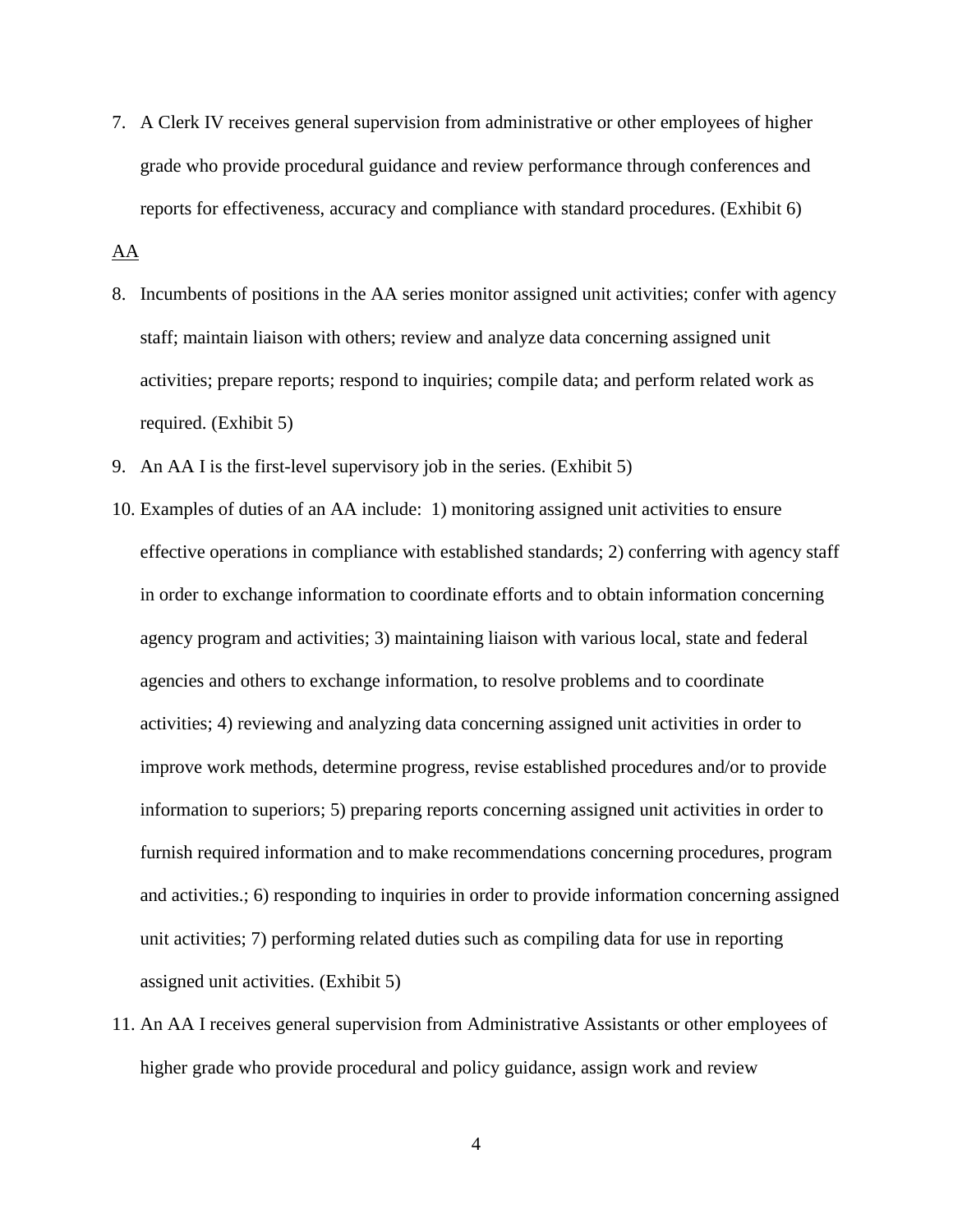7. A Clerk IV receives general supervision from administrative or other employees of higher grade who provide procedural guidance and review performance through conferences and reports for effectiveness, accuracy and compliance with standard procedures. (Exhibit 6)

<u>AA</u>

8. Incumbents of positions in the AA series monitor assigned unit activities; confer with agency staff; maintain liaison with others; review and analyze data concerning assigned unit activities; prepare reports; respond to inquiries; compile data; and perform related work as required. (Exhibit 5)
9. An AA I is the first-level supervisory job in the series. (Exhibit 5)
10. Examples of duties of an AA include: 1) monitoring assigned unit activities to ensure effective operations in compliance with established standards; 2) conferring with agency staff in order to exchange information to coordinate efforts and to obtain information concerning agency program and activities; 3) maintaining liaison with various local, state and federal agencies and others to exchange information, to resolve problems and to coordinate activities; 4) reviewing and analyzing data concerning assigned unit activities in order to improve work methods, determine progress, revise established procedures and/or to provide information to superiors; 5) preparing reports concerning assigned unit activities in order to furnish required information and to make recommendations concerning procedures, program and activities.; 6) responding to inquiries in order to provide information concerning assigned unit activities; 7) performing related duties such as compiling data for use in reporting assigned unit activities. (Exhibit 5)
11. An AA I receives general supervision from Administrative Assistants or other employees of higher grade who provide procedural and policy guidance, assign work and review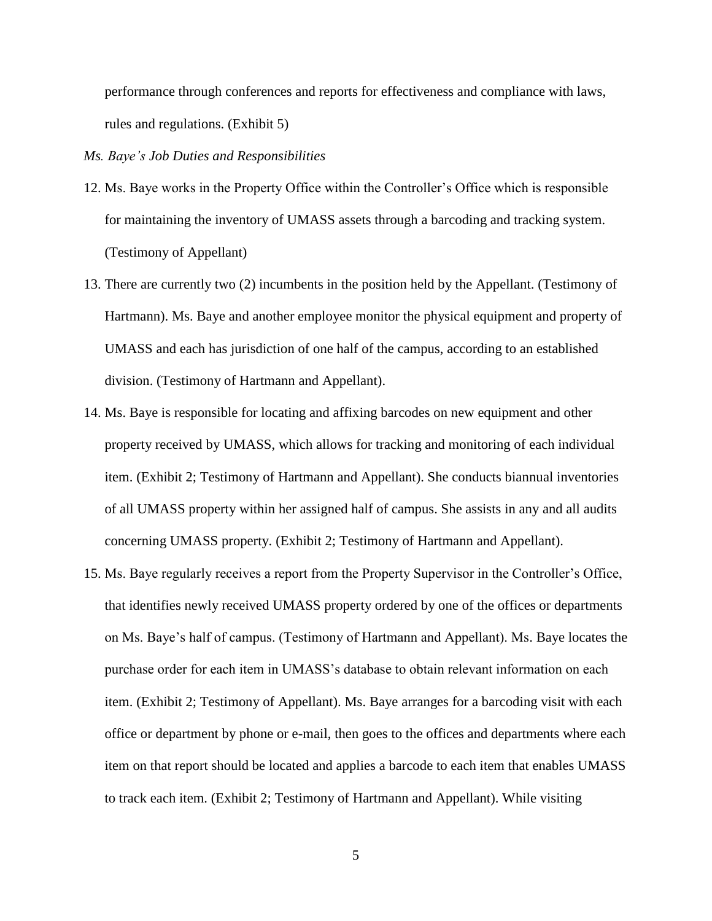performance through conferences and reports for effectiveness and compliance with laws, rules and regulations. (Exhibit 5)

*Ms. Baye's Job Duties and Responsibilities*

12. Ms. Baye works in the Property Office within the Controller's Office which is responsible for maintaining the inventory of UMASS assets through a barcoding and tracking system. (Testimony of Appellant)

13. There are currently two (2) incumbents in the position held by the Appellant. (Testimony of Hartmann). Ms. Baye and another employee monitor the physical equipment and property of UMASS and each has jurisdiction of one half of the campus, according to an established division. (Testimony of Hartmann and Appellant).

14. Ms. Baye is responsible for locating and affixing barcodes on new equipment and other property received by UMASS, which allows for tracking and monitoring of each individual item. (Exhibit 2; Testimony of Hartmann and Appellant). She conducts biannual inventories of all UMASS property within her assigned half of campus. She assists in any and all audits concerning UMASS property. (Exhibit 2; Testimony of Hartmann and Appellant).

15. Ms. Baye regularly receives a report from the Property Supervisor in the Controller's Office, that identifies newly received UMASS property ordered by one of the offices or departments on Ms. Baye's half of campus. (Testimony of Hartmann and Appellant). Ms. Baye locates the purchase order for each item in UMASS's database to obtain relevant information on each item. (Exhibit 2; Testimony of Appellant). Ms. Baye arranges for a barcoding visit with each office or department by phone or e-mail, then goes to the offices and departments where each item on that report should be located and applies a barcode to each item that enables UMASS to track each item. (Exhibit 2; Testimony of Hartmann and Appellant). While visiting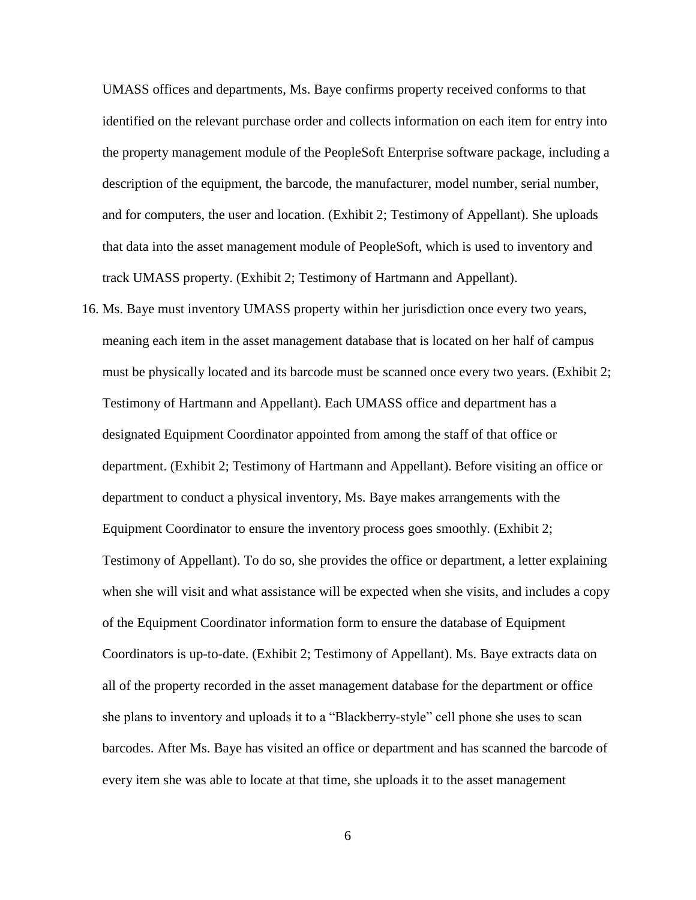UMASS offices and departments, Ms. Baye confirms property received conforms to that identified on the relevant purchase order and collects information on each item for entry into the property management module of the PeopleSoft Enterprise software package, including a description of the equipment, the barcode, the manufacturer, model number, serial number, and for computers, the user and location. (Exhibit 2; Testimony of Appellant). She uploads that data into the asset management module of PeopleSoft, which is used to inventory and track UMASS property. (Exhibit 2; Testimony of Hartmann and Appellant).

16. Ms. Baye must inventory UMASS property within her jurisdiction once every two years, meaning each item in the asset management database that is located on her half of campus must be physically located and its barcode must be scanned once every two years. (Exhibit 2; Testimony of Hartmann and Appellant). Each UMASS office and department has a designated Equipment Coordinator appointed from among the staff of that office or department. (Exhibit 2; Testimony of Hartmann and Appellant). Before visiting an office or department to conduct a physical inventory, Ms. Baye makes arrangements with the Equipment Coordinator to ensure the inventory process goes smoothly. (Exhibit 2; Testimony of Appellant). To do so, she provides the office or department, a letter explaining when she will visit and what assistance will be expected when she visits, and includes a copy of the Equipment Coordinator information form to ensure the database of Equipment Coordinators is up-to-date. (Exhibit 2; Testimony of Appellant). Ms. Baye extracts data on all of the property recorded in the asset management database for the department or office she plans to inventory and uploads it to a "Blackberry-style" cell phone she uses to scan barcodes. After Ms. Baye has visited an office or department and has scanned the barcode of every item she was able to locate at that time, she uploads it to the asset management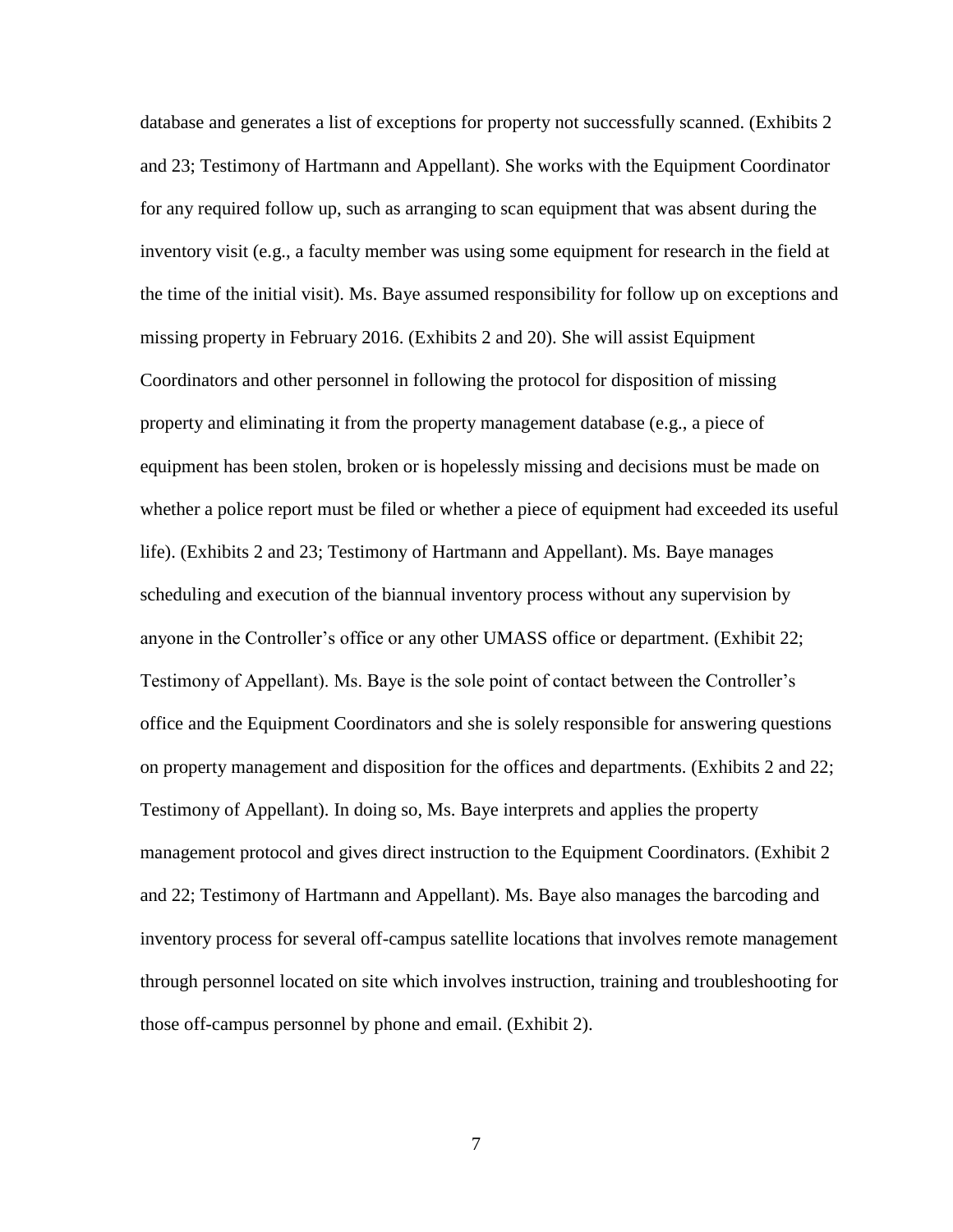database and generates a list of exceptions for property not successfully scanned. (Exhibits 2 and 23; Testimony of Hartmann and Appellant). She works with the Equipment Coordinator for any required follow up, such as arranging to scan equipment that was absent during the inventory visit (e.g., a faculty member was using some equipment for research in the field at the time of the initial visit). Ms. Baye assumed responsibility for follow up on exceptions and missing property in February 2016. (Exhibits 2 and 20). She will assist Equipment Coordinators and other personnel in following the protocol for disposition of missing property and eliminating it from the property management database (e.g., a piece of equipment has been stolen, broken or is hopelessly missing and decisions must be made on whether a police report must be filed or whether a piece of equipment had exceeded its useful life). (Exhibits 2 and 23; Testimony of Hartmann and Appellant). Ms. Baye manages scheduling and execution of the biannual inventory process without any supervision by anyone in the Controller's office or any other UMASS office or department. (Exhibit 22; Testimony of Appellant). Ms. Baye is the sole point of contact between the Controller's office and the Equipment Coordinators and she is solely responsible for answering questions on property management and disposition for the offices and departments. (Exhibits 2 and 22; Testimony of Appellant). In doing so, Ms. Baye interprets and applies the property management protocol and gives direct instruction to the Equipment Coordinators. (Exhibit 2 and 22; Testimony of Hartmann and Appellant). Ms. Baye also manages the barcoding and inventory process for several off-campus satellite locations that involves remote management through personnel located on site which involves instruction, training and troubleshooting for those off-campus personnel by phone and email. (Exhibit 2).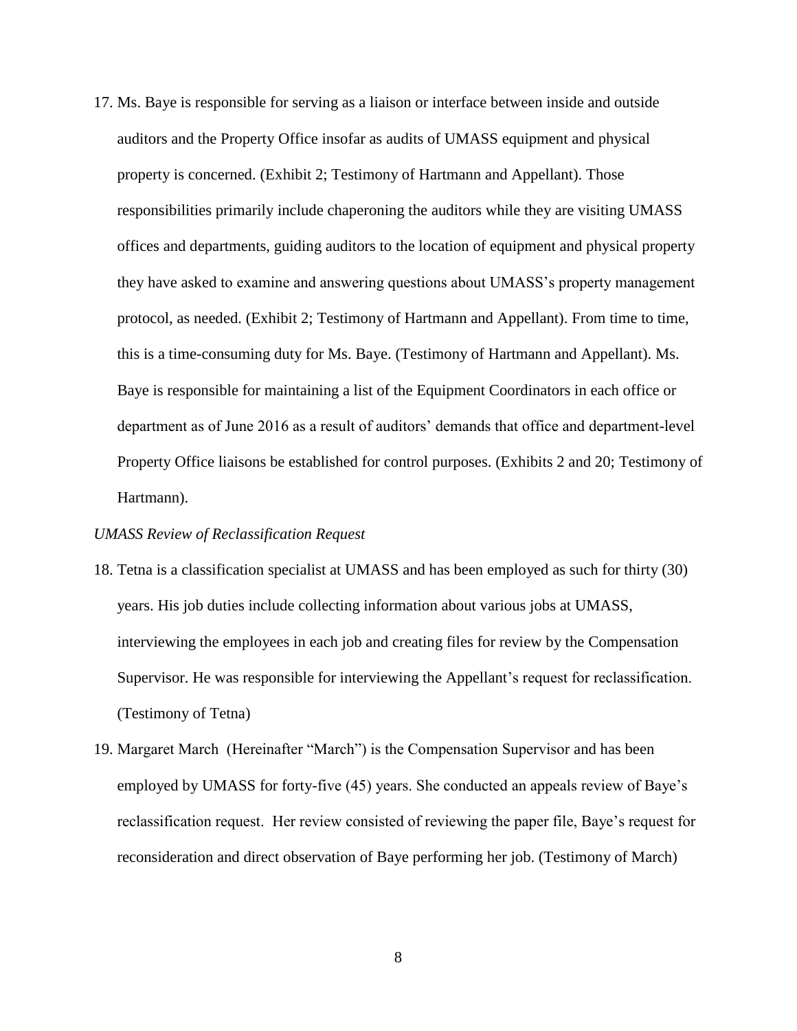17. Ms. Baye is responsible for serving as a liaison or interface between inside and outside auditors and the Property Office insofar as audits of UMASS equipment and physical property is concerned. (Exhibit 2; Testimony of Hartmann and Appellant). Those responsibilities primarily include chaperoning the auditors while they are visiting UMASS offices and departments, guiding auditors to the location of equipment and physical property they have asked to examine and answering questions about UMASS's property management protocol, as needed. (Exhibit 2; Testimony of Hartmann and Appellant). From time to time, this is a time-consuming duty for Ms. Baye. (Testimony of Hartmann and Appellant). Ms. Baye is responsible for maintaining a list of the Equipment Coordinators in each office or department as of June 2016 as a result of auditors' demands that office and department-level Property Office liaisons be established for control purposes. (Exhibits 2 and 20; Testimony of Hartmann).

*UMASS Review of Reclassification Request*

18. Tetna is a classification specialist at UMASS and has been employed as such for thirty (30) years. His job duties include collecting information about various jobs at UMASS, interviewing the employees in each job and creating files for review by the Compensation Supervisor. He was responsible for interviewing the Appellant's request for reclassification. (Testimony of Tetna)

19. Margaret March (Hereinafter "March") is the Compensation Supervisor and has been employed by UMASS for forty-five (45) years. She conducted an appeals review of Baye's reclassification request. Her review consisted of reviewing the paper file, Baye's request for reconsideration and direct observation of Baye performing her job. (Testimony of March)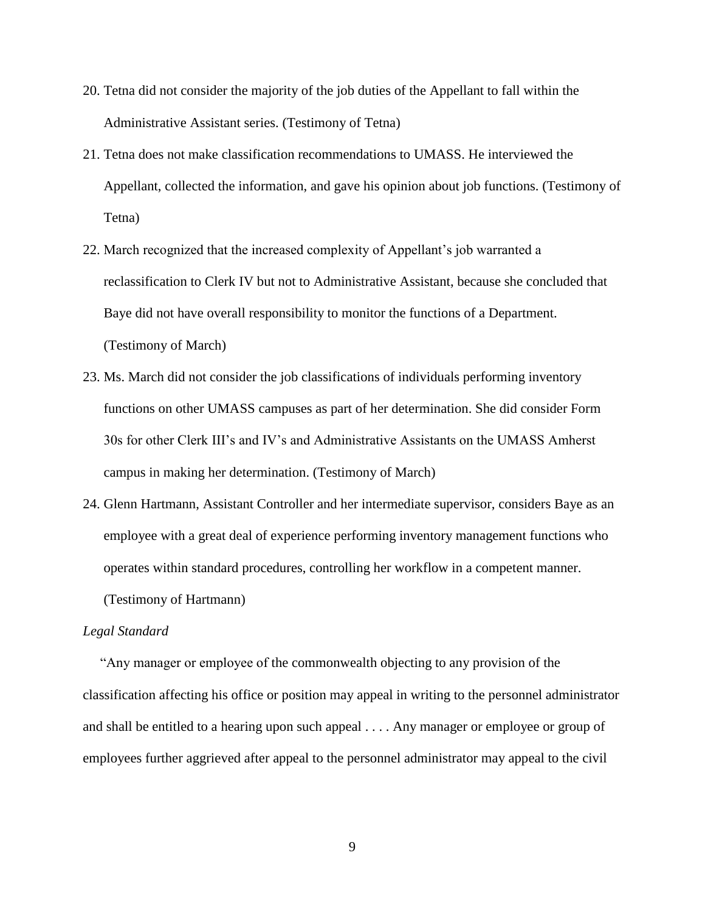20. Tetna did not consider the majority of the job duties of the Appellant to fall within the Administrative Assistant series. (Testimony of Tetna)
21. Tetna does not make classification recommendations to UMASS. He interviewed the Appellant, collected the information, and gave his opinion about job functions. (Testimony of Tetna)
22. March recognized that the increased complexity of Appellant's job warranted a reclassification to Clerk IV but not to Administrative Assistant, because she concluded that Baye did not have overall responsibility to monitor the functions of a Department. (Testimony of March)
23. Ms. March did not consider the job classifications of individuals performing inventory functions on other UMASS campuses as part of her determination. She did consider Form 30s for other Clerk III's and IV's and Administrative Assistants on the UMASS Amherst campus in making her determination. (Testimony of March)
24. Glenn Hartmann, Assistant Controller and her intermediate supervisor, considers Baye as an employee with a great deal of experience performing inventory management functions who operates within standard procedures, controlling her workflow in a competent manner. (Testimony of Hartmann)

*Legal Standard*

"Any manager or employee of the commonwealth objecting to any provision of the classification affecting his office or position may appeal in writing to the personnel administrator and shall be entitled to a hearing upon such appeal . . . . Any manager or employee or group of employees further aggrieved after appeal to the personnel administrator may appeal to the civil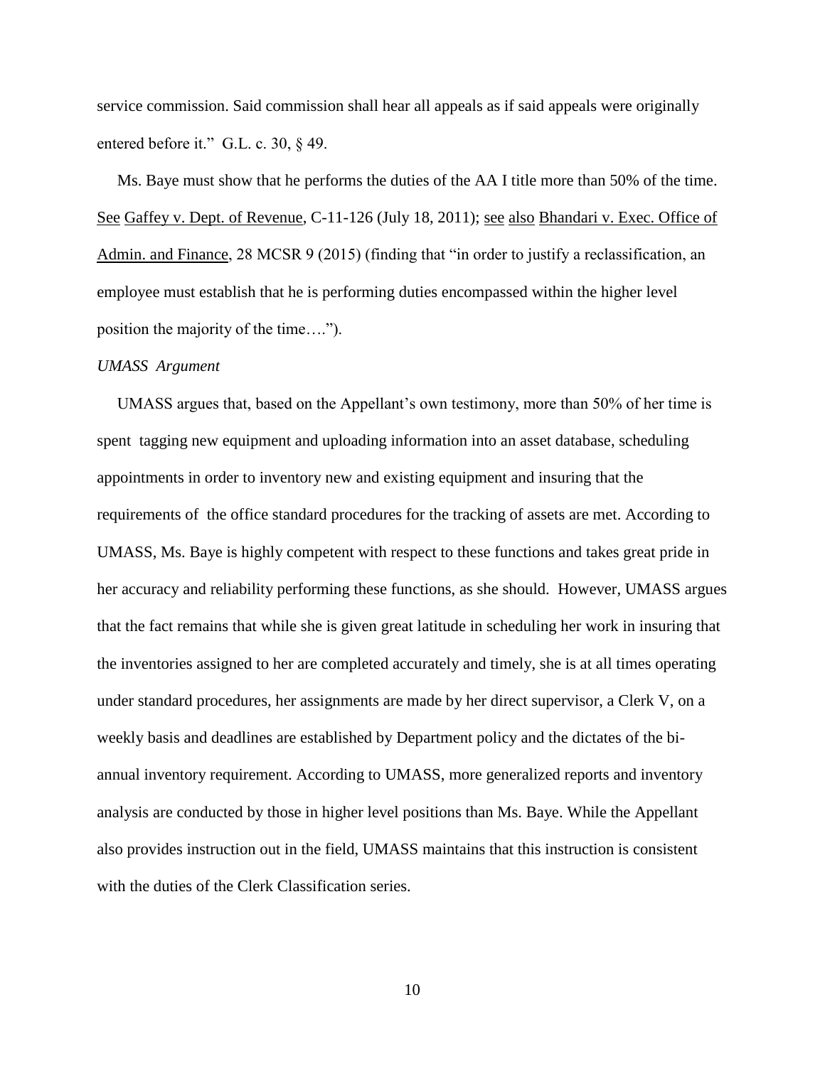service commission. Said commission shall hear all appeals as if said appeals were originally entered before it." G.L. c. 30, § 49.

Ms. Baye must show that he performs the duties of the AA I title more than 50% of the time. See Gaffey v. Dept. of Revenue, C-11-126 (July 18, 2011); see also Bhandari v. Exec. Office of Admin. and Finance, 28 MCSR 9 (2015) (finding that "in order to justify a reclassification, an employee must establish that he is performing duties encompassed within the higher level position the majority of the time….").

*UMASS Argument*

UMASS argues that, based on the Appellant's own testimony, more than 50% of her time is spent tagging new equipment and uploading information into an asset database, scheduling appointments in order to inventory new and existing equipment and insuring that the requirements of the office standard procedures for the tracking of assets are met. According to UMASS, Ms. Baye is highly competent with respect to these functions and takes great pride in her accuracy and reliability performing these functions, as she should. However, UMASS argues that the fact remains that while she is given great latitude in scheduling her work in insuring that the inventories assigned to her are completed accurately and timely, she is at all times operating under standard procedures, her assignments are made by her direct supervisor, a Clerk V, on a weekly basis and deadlines are established by Department policy and the dictates of the bi-annual inventory requirement. According to UMASS, more generalized reports and inventory analysis are conducted by those in higher level positions than Ms. Baye. While the Appellant also provides instruction out in the field, UMASS maintains that this instruction is consistent with the duties of the Clerk Classification series.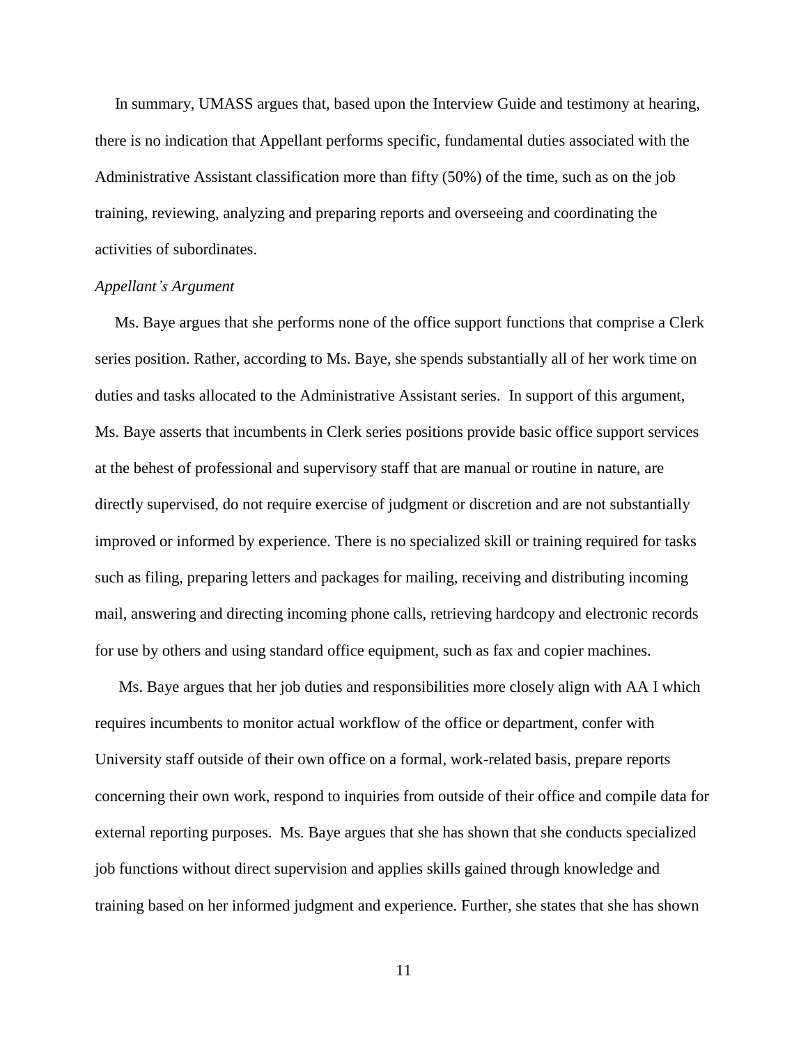In summary, UMASS argues that, based upon the Interview Guide and testimony at hearing, there is no indication that Appellant performs specific, fundamental duties associated with the Administrative Assistant classification more than fifty (50%) of the time, such as on the job training, reviewing, analyzing and preparing reports and overseeing and coordinating the activities of subordinates.

*Appellant's Argument*

Ms. Baye argues that she performs none of the office support functions that comprise a Clerk series position. Rather, according to Ms. Baye, she spends substantially all of her work time on duties and tasks allocated to the Administrative Assistant series. In support of this argument, Ms. Baye asserts that incumbents in Clerk series positions provide basic office support services at the behest of professional and supervisory staff that are manual or routine in nature, are directly supervised, do not require exercise of judgment or discretion and are not substantially improved or informed by experience. There is no specialized skill or training required for tasks such as filing, preparing letters and packages for mailing, receiving and distributing incoming mail, answering and directing incoming phone calls, retrieving hardcopy and electronic records for use by others and using standard office equipment, such as fax and copier machines.

Ms. Baye argues that her job duties and responsibilities more closely align with AA I which requires incumbents to monitor actual workflow of the office or department, confer with University staff outside of their own office on a formal, work-related basis, prepare reports concerning their own work, respond to inquiries from outside of their office and compile data for external reporting purposes. Ms. Baye argues that she has shown that she conducts specialized job functions without direct supervision and applies skills gained through knowledge and training based on her informed judgment and experience. Further, she states that she has shown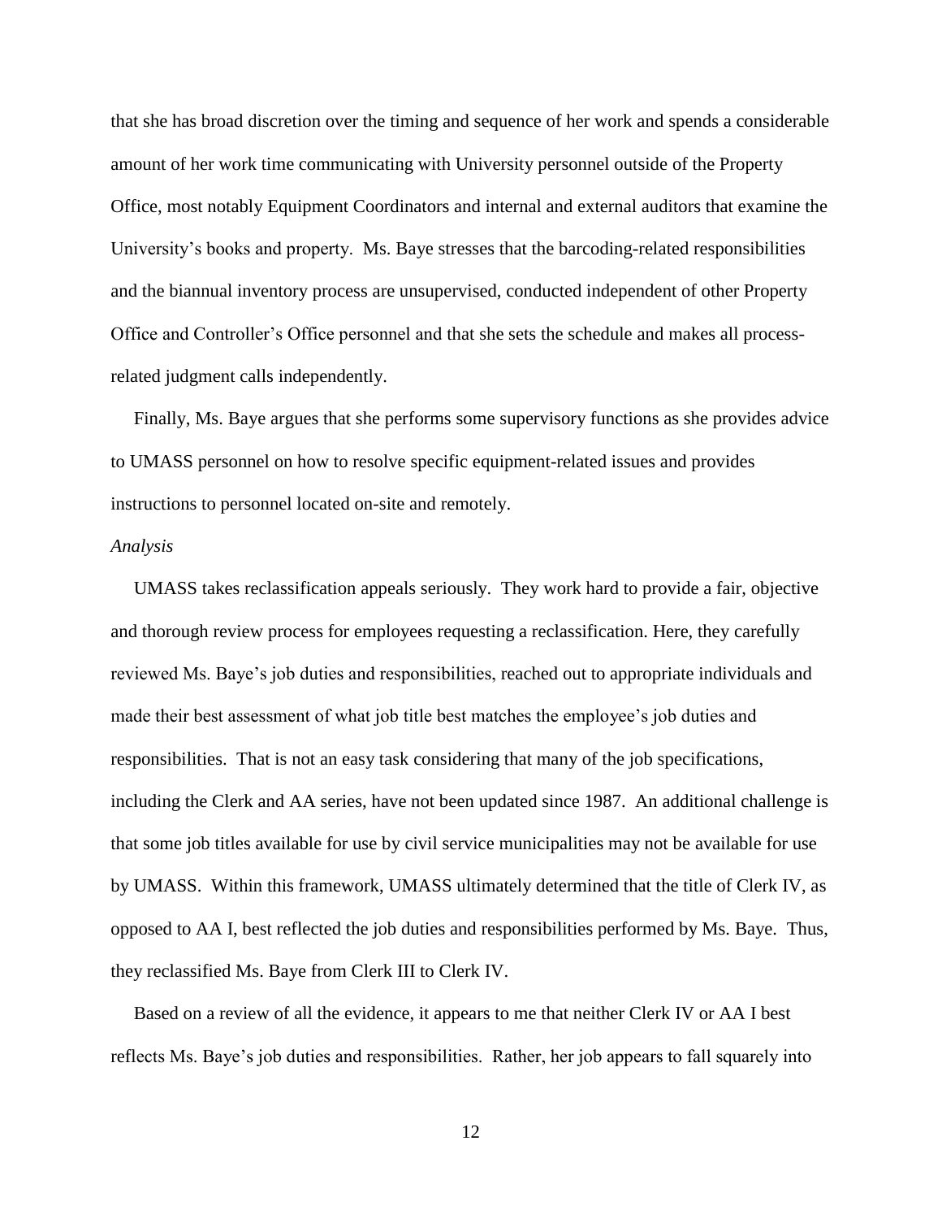that she has broad discretion over the timing and sequence of her work and spends a considerable amount of her work time communicating with University personnel outside of the Property Office, most notably Equipment Coordinators and internal and external auditors that examine the University's books and property. Ms. Baye stresses that the barcoding-related responsibilities and the biannual inventory process are unsupervised, conducted independent of other Property Office and Controller's Office personnel and that she sets the schedule and makes all process-related judgment calls independently.

Finally, Ms. Baye argues that she performs some supervisory functions as she provides advice to UMASS personnel on how to resolve specific equipment-related issues and provides instructions to personnel located on-site and remotely.

*Analysis*

UMASS takes reclassification appeals seriously. They work hard to provide a fair, objective and thorough review process for employees requesting a reclassification. Here, they carefully reviewed Ms. Baye's job duties and responsibilities, reached out to appropriate individuals and made their best assessment of what job title best matches the employee's job duties and responsibilities. That is not an easy task considering that many of the job specifications, including the Clerk and AA series, have not been updated since 1987. An additional challenge is that some job titles available for use by civil service municipalities may not be available for use by UMASS. Within this framework, UMASS ultimately determined that the title of Clerk IV, as opposed to AA I, best reflected the job duties and responsibilities performed by Ms. Baye. Thus, they reclassified Ms. Baye from Clerk III to Clerk IV.

Based on a review of all the evidence, it appears to me that neither Clerk IV or AA I best reflects Ms. Baye's job duties and responsibilities. Rather, her job appears to fall squarely into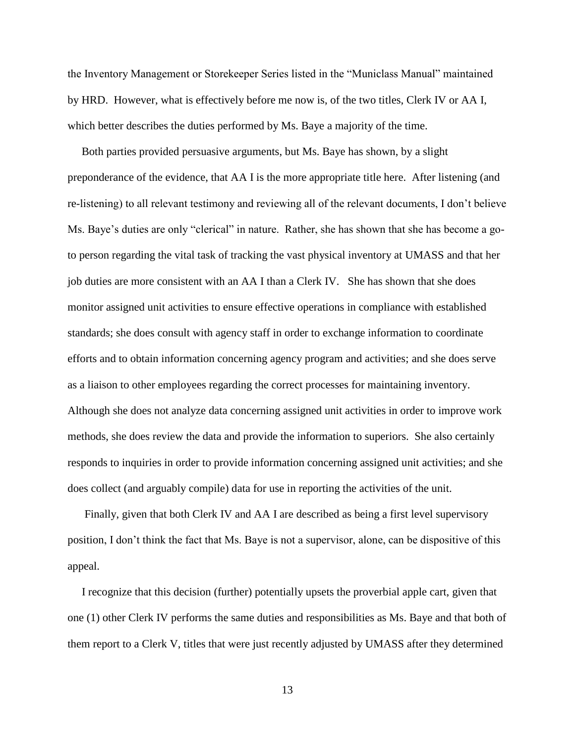the Inventory Management or Storekeeper Series listed in the "Municlass Manual" maintained by HRD. However, what is effectively before me now is, of the two titles, Clerk IV or AA I, which better describes the duties performed by Ms. Baye a majority of the time.

Both parties provided persuasive arguments, but Ms. Baye has shown, by a slight preponderance of the evidence, that AA I is the more appropriate title here. After listening (and re-listening) to all relevant testimony and reviewing all of the relevant documents, I don't believe Ms. Baye's duties are only "clerical" in nature. Rather, she has shown that she has become a go-to person regarding the vital task of tracking the vast physical inventory at UMASS and that her job duties are more consistent with an AA I than a Clerk IV. She has shown that she does monitor assigned unit activities to ensure effective operations in compliance with established standards; she does consult with agency staff in order to exchange information to coordinate efforts and to obtain information concerning agency program and activities; and she does serve as a liaison to other employees regarding the correct processes for maintaining inventory. Although she does not analyze data concerning assigned unit activities in order to improve work methods, she does review the data and provide the information to superiors. She also certainly responds to inquiries in order to provide information concerning assigned unit activities; and she does collect (and arguably compile) data for use in reporting the activities of the unit.

Finally, given that both Clerk IV and AA I are described as being a first level supervisory position, I don't think the fact that Ms. Baye is not a supervisor, alone, can be dispositive of this appeal.

I recognize that this decision (further) potentially upsets the proverbial apple cart, given that one (1) other Clerk IV performs the same duties and responsibilities as Ms. Baye and that both of them report to a Clerk V, titles that were just recently adjusted by UMASS after they determined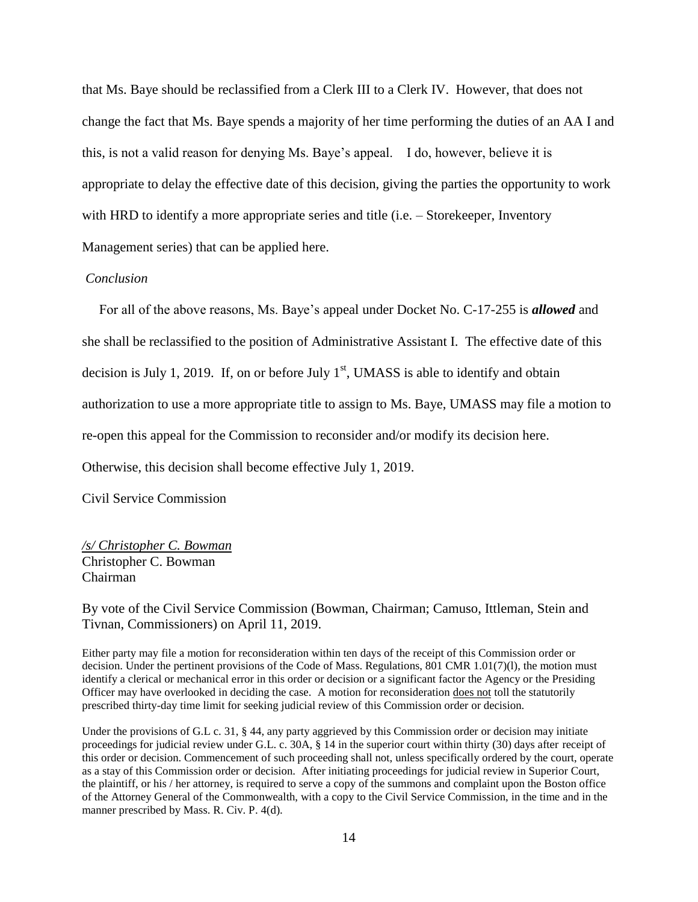that Ms. Baye should be reclassified from a Clerk III to a Clerk IV. However, that does not change the fact that Ms. Baye spends a majority of her time performing the duties of an AA I and this, is not a valid reason for denying Ms. Baye's appeal. I do, however, believe it is appropriate to delay the effective date of this decision, giving the parties the opportunity to work with HRD to identify a more appropriate series and title (i.e. – Storekeeper, Inventory Management series) that can be applied here.

*Conclusion*

For all of the above reasons, Ms. Baye's appeal under Docket No. C-17-255 is ***allowed*** and she shall be reclassified to the position of Administrative Assistant I. The effective date of this decision is July 1, 2019. If, on or before July 1st, UMASS is able to identify and obtain authorization to use a more appropriate title to assign to Ms. Baye, UMASS may file a motion to re-open this appeal for the Commission to reconsider and/or modify its decision here. Otherwise, this decision shall become effective July 1, 2019.

Civil Service Commission

*/s/ Christopher C. Bowman*
Christopher C. Bowman
Chairman

By vote of the Civil Service Commission (Bowman, Chairman; Camuso, Ittleman, Stein and Tivnan, Commissioners) on April 11, 2019.

Either party may file a motion for reconsideration within ten days of the receipt of this Commission order or decision. Under the pertinent provisions of the Code of Mass. Regulations, 801 CMR 1.01(7)(l), the motion must identify a clerical or mechanical error in this order or decision or a significant factor the Agency or the Presiding Officer may have overlooked in deciding the case. A motion for reconsideration does not toll the statutorily prescribed thirty-day time limit for seeking judicial review of this Commission order or decision.

Under the provisions of G.L c. 31, § 44, any party aggrieved by this Commission order or decision may initiate proceedings for judicial review under G.L. c. 30A, § 14 in the superior court within thirty (30) days after receipt of this order or decision. Commencement of such proceeding shall not, unless specifically ordered by the court, operate as a stay of this Commission order or decision. After initiating proceedings for judicial review in Superior Court, the plaintiff, or his / her attorney, is required to serve a copy of the summons and complaint upon the Boston office of the Attorney General of the Commonwealth, with a copy to the Civil Service Commission, in the time and in the manner prescribed by Mass. R. Civ. P. 4(d).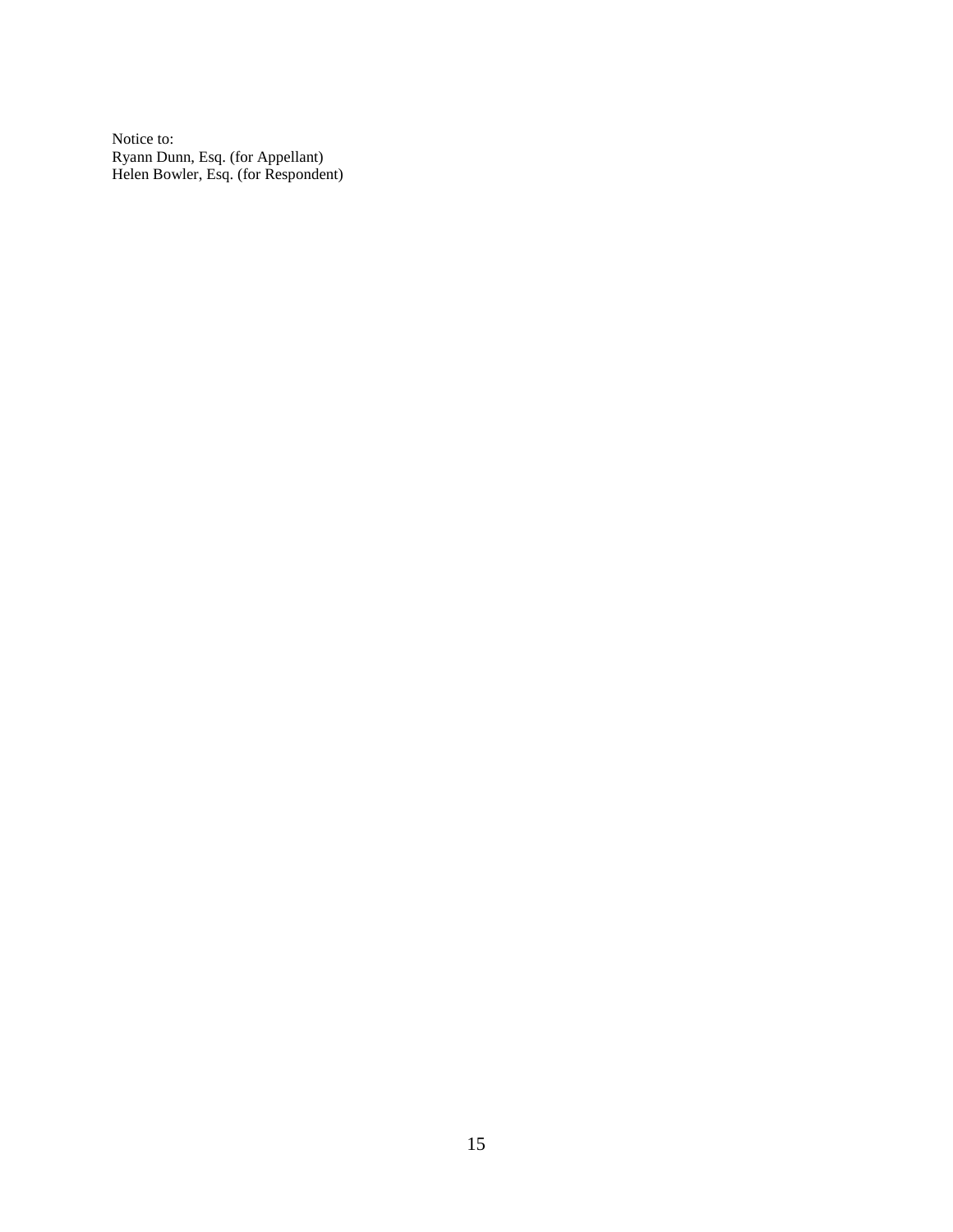Notice to:
Ryann Dunn, Esq. (for Appellant)
Helen Bowler, Esq. (for Respondent)